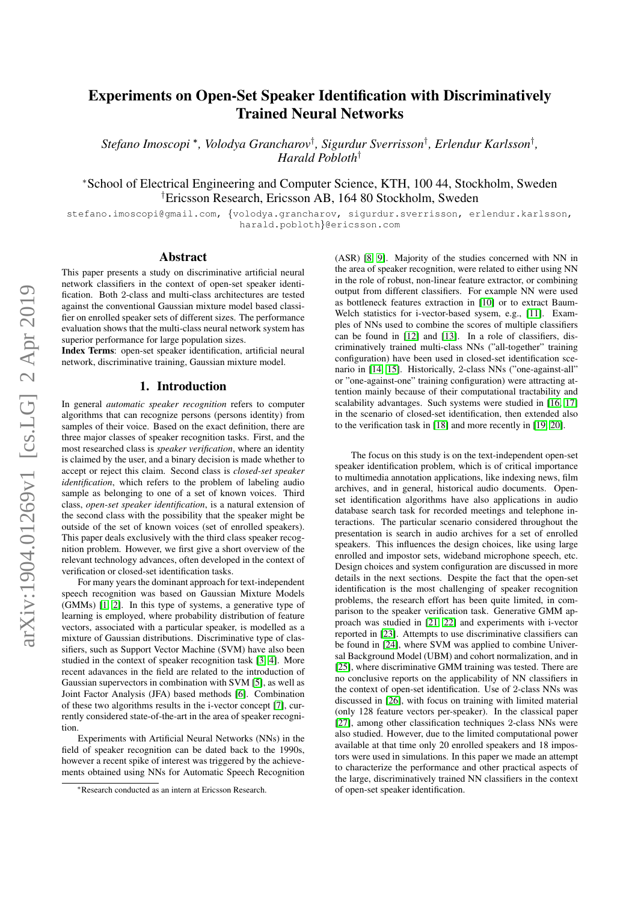# Experiments on Open-Set Speaker Identification with Discriminatively Trained Neural Networks

*Stefano Imoscopi* [*], *Volodya Grancharov* [†], *Sigurdur Sverrisson* [†], *Erlendur Karlsson* [†], *Harald Pobloth* [†]

[*] School of Electrical Engineering and Computer Science, KTH, 100 44, Stockholm, Sweden
[†] Ericsson Research, Ericsson AB, 164 80 Stockholm, Sweden

stefano.imoscopi@gmail.com, {volodya.grancharov, sigurdur.sverrisson, erlendur.karlsson, harald.pobloth}@ericsson.com

## Abstract

This paper presents a study on discriminative artificial neural network classifiers in the context of open-set speaker identification. Both 2-class and multi-class architectures are tested against the conventional Gaussian mixture model based classifier on enrolled speaker sets of different sizes. The performance evaluation shows that the multi-class neural network system has superior performance for large population sizes.

**Index Terms**: open-set speaker identification, artificial neural network, discriminative training, Gaussian mixture model.

## 1. Introduction

In general *automatic speaker recognition* refers to computer algorithms that can recognize persons (persons identity) from samples of their voice. Based on the exact definition, there are three major classes of speaker recognition tasks. First, and the most researched class is *speaker verification*, where an identity is claimed by the user, and a binary decision is made whether to accept or reject this claim. Second class is *closed-set speaker identification*, which refers to the problem of labeling audio sample as belonging to one of a set of known voices. Third class, *open-set speaker identification*, is a natural extension of the second class with the possibility that the speaker might be outside of the set of known voices (set of enrolled speakers). This paper deals exclusively with the third class speaker recognition problem. However, we first give a short overview of the relevant technology advances, often developed in the context of verification or closed-set identification tasks.

For many years the dominant approach for text-independent speech recognition was based on Gaussian Mixture Models (GMMs) [1, 2]. In this type of systems, a generative type of learning is employed, where probability distribution of feature vectors, associated with a particular speaker, is modelled as a mixture of Gaussian distributions. Discriminative type of classifiers, such as Support Vector Machine (SVM) have also been studied in the context of speaker recognition task [3, 4]. More recent adavances in the field are related to the introduction of Gaussian supervectors in combination with SVM [5], as well as Joint Factor Analysis (JFA) based methods [6]. Combination of these two algorithms results in the i-vector concept [7], currently considered state-of-the-art in the area of speaker recognition.

Experiments with Artificial Neural Networks (NNs) in the field of speaker recognition can be dated back to the 1990s, however a recent spike of interest was triggered by the achievements obtained using NNs for Automatic Speech Recognition (ASR) [8, 9]. Majority of the studies concerned with NN in the area of speaker recognition, were related to either using NN in the role of robust, non-linear feature extractor, or combining output from different classifiers. For example NN were used as bottleneck features extraction in [10] or to extract Baum-Welch statistics for i-vector-based sysem, e.g., [11]. Examples of NNs used to combine the scores of multiple classifiers can be found in [12] and [13]. In a role of classifiers, discriminatively trained multi-class NNs ("all-together" training configuration) have been used in closed-set identification scenario in [14, 15]. Historically, 2-class NNs ("one-against-all" or "one-against-one" training configuration) were attracting attention mainly because of their computational tractability and scalability advantages. Such systems were studied in [16, 17] in the scenario of closed-set identification, then extended also to the verification task in [18] and more recently in [19, 20].

The focus on this study is on the text-independent open-set speaker identification problem, which is of critical importance to multimedia annotation applications, like indexing news, film archives, and in general, historical audio documents. Open-set identification algorithms have also applications in audio database search task for recorded meetings and telephone interactions. The particular scenario considered throughout the presentation is search in audio archives for a set of enrolled speakers. This influences the design choices, like using large enrolled and impostor sets, wideband microphone speech, etc. Design choices and system configuration are discussed in more details in the next sections. Despite the fact that the open-set identification is the most challenging of speaker recognition problems, the research effort has been quite limited, in comparison to the speaker verification task. Generative GMM approach was studied in [21, 22] and experiments with i-vector reported in [23]. Attempts to use discriminative classifiers can be found in [24], where SVM was applied to combine Universal Background Model (UBM) and cohort normalization, and in [25], where discriminative GMM training was tested. There are no conclusive reports on the applicability of NN classifiers in the context of open-set identification. Use of 2-class NNs was discussed in [26], with focus on training with limited material (only 128 feature vectors per-speaker). In the classical paper [27], among other classification techniques 2-class NNs were also studied. However, due to the limited computational power available at that time only 20 enrolled speakers and 18 impostors were used in simulations. In this paper we made an attempt to characterize the performance and other practical aspects of the large, discriminatively trained NN classifiers in the context of open-set speaker identification.

[*] Research conducted as an intern at Ericsson Research.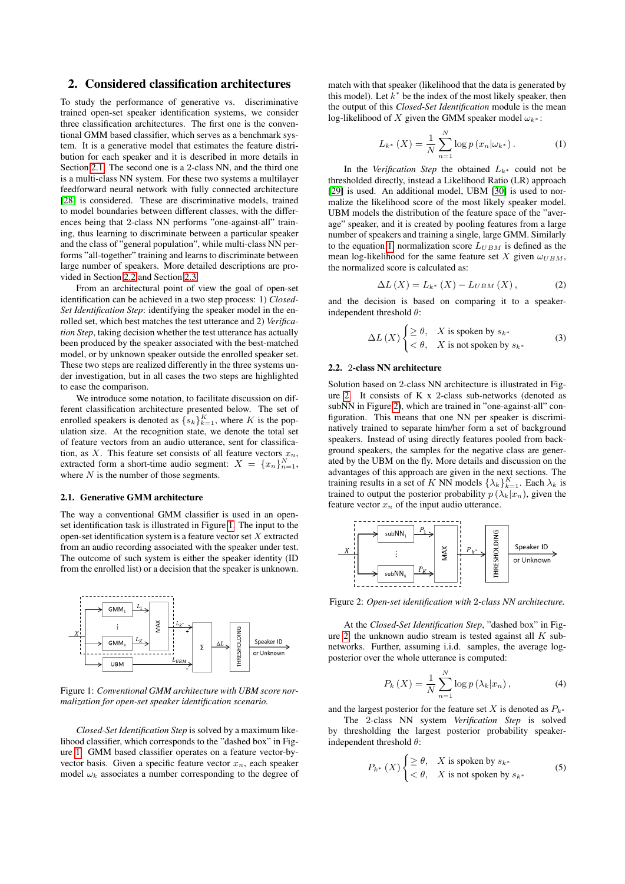## 2. Considered classification architectures

To study the performance of generative vs. discriminative trained open-set speaker identification systems, we consider three classification architectures. The first one is the conventional GMM based classifier, which serves as a benchmark system. It is a generative model that estimates the feature distribution for each speaker and it is described in more details in Section 2.1. The second one is a 2-class NN, and the third one is a multi-class NN system. For these two systems a multilayer feedforward neural network with fully connected architecture [28] is considered. These are discriminative models, trained to model boundaries between different classes, with the differences being that 2-class NN performs "one-against-all" training, thus learning to discriminate between a particular speaker and the class of "general population", while multi-class NN performs "all-together" training and learns to discriminate between large number of speakers. More detailed descriptions are provided in Section 2.2 and Section 2.3.

From an architectural point of view the goal of open-set identification can be achieved in a two step process: 1) *Closed-Set Identification Step*: identifying the speaker model in the enrolled set, which best matches the test utterance and 2) *Verification Step*, taking decision whether the test utterance has actually been produced by the speaker associated with the best-matched model, or by unknown speaker outside the enrolled speaker set. These two steps are realized differently in the three systems under investigation, but in all cases the two steps are highlighted to ease the comparison.

We introduce some notation, to facilitate discussion on different classification architecture presented below. The set of enrolled speakers is denoted as $\{s_k\}_{k=1}^{K}$, where $K$ is the population size. At the recognition state, we denote the total set of feature vectors from an audio utterance, sent for classification, as $X$. This feature set consists of all feature vectors $x_n$, extracted form a short-time audio segment: $X = \{x_n\}_{n=1}^{N}$, where $N$ is the number of those segments.

### 2.1. Generative GMM architecture

The way a conventional GMM classifier is used in an open-set identification task is illustrated in Figure 1. The input to the open-set identification system is a feature vector set $X$ extracted from an audio recording associated with the speaker under test. The outcome of such system is either the speaker identity (ID from the enrolled list) or a decision that the speaker is unknown.

Figure 1: *Conventional GMM architecture with UBM score normalization for open-set speaker identification scenario.*

*Closed-Set Identification Step* is solved by a maximum likelihood classifier, which corresponds to the "dashed box" in Figure 1. GMM based classifier operates on a feature vector-by-vector basis. Given a specific feature vector $x_n$, each speaker model $\omega_k$ associates a number corresponding to the degree of match with that speaker (likelihood that the data is generated by this model). Let $k^*$ be the index of the most likely speaker, then the output of this *Closed-Set Identification* module is the mean log-likelihood of $X$ given the GMM speaker model $\omega_{k^*}$:

$$L_{k^*}(X) = \frac{1}{N}\sum_{n=1}^{N} \log p(x_n|\omega_{k^*}). \tag{1}$$

In the *Verification Step* the obtained $L_{k^*}$ could not be thresholded directly, instead a Likelihood Ratio (LR) approach [29] is used. An additional model, UBM [30] is used to normalize the likelihood score of the most likely speaker model. UBM models the distribution of the feature space of the "average" speaker, and it is created by pooling features from a large number of speakers and training a single, large GMM. Similarly to the equation 1 normalization score $L_{UBM}$ is defined as the mean log-likelihood for the same feature set $X$ given $\omega_{UBM}$, the normalized score is calculated as:

$$\Delta L(X) = L_{k^*}(X) - L_{UBM}(X), \tag{2}$$

and the decision is based on comparing it to a speaker-independent threshold $\theta$:

$$\Delta L(X)\begin{cases} \geq \theta, & X \text{ is spoken by } s_{k^*} \\ < \theta, & X \text{ is not spoken by } s_{k^*} \end{cases} \tag{3}$$

### 2.2. 2-class NN architecture

Solution based on 2-class NN architecture is illustrated in Figure 2. It consists of K x 2-class sub-networks (denoted as subNN in Figure 2), which are trained in "one-against-all" configuration. This means that one NN per speaker is discriminatively trained to separate him/her form a set of background speakers. Instead of using directly features pooled from background speakers, the samples for the negative class are generated by the UBM on the fly. More details and discussion on the advantages of this approach are given in the next sections. The training results in a set of $K$ NN models $\{\lambda_k\}_{k=1}^{K}$. Each $\lambda_k$ is trained to output the posterior probability $p(\lambda_k|x_n)$, given the feature vector $x_n$ of the input audio utterance.

Figure 2: *Open-set identification with 2-class NN architecture.*

At the *Closed-Set Identification Step*, "dashed box" in Figure 2, the unknown audio stream is tested against all $K$ sub-networks. Further, assuming i.i.d. samples, the average log-posterior over the whole utterance is computed:

$$P_k(X) = \frac{1}{N}\sum_{n=1}^{N} \log p(\lambda_k|x_n), \tag{4}$$

and the largest posterior for the feature set $X$ is denoted as $P_{k^*}$

The 2-class NN system *Verification Step* is solved by thresholding the largest posterior probability speaker-independent threshold $\theta$:

$$P_{k^*}(X)\begin{cases} \geq \theta, & X \text{ is spoken by } s_{k^*} \\ < \theta, & X \text{ is not spoken by } s_{k^*} \end{cases} \tag{5}$$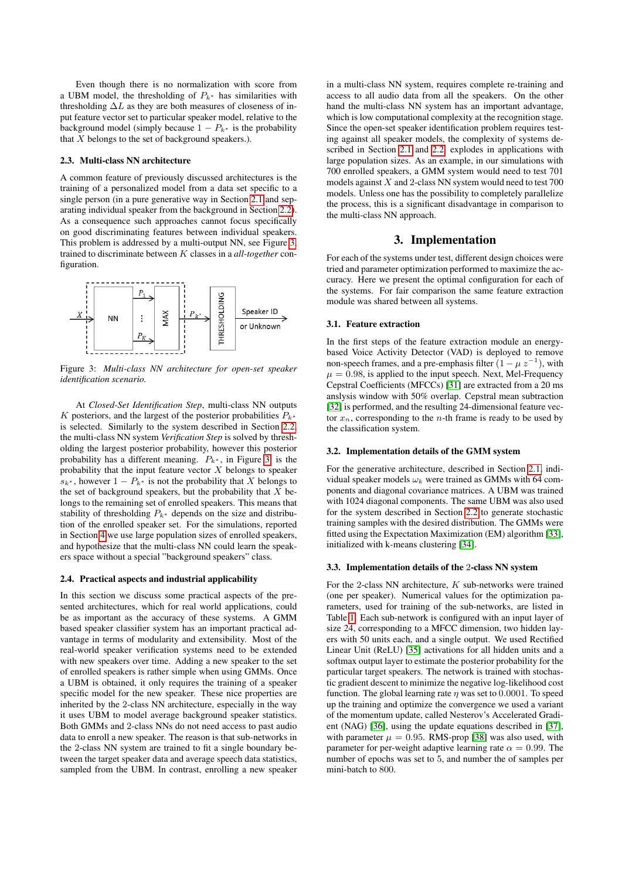Even though there is no normalization with score from a UBM model, the thresholding of $P_{k^*}$ has similarities with thresholding $\Delta L$ as they are both measures of closeness of input feature vector set to particular speaker model, relative to the background model (simply because $1 - P_{k^*}$ is the probability that $X$ belongs to the set of background speakers.).

### 2.3. Multi-class NN architecture

A common feature of previously discussed architectures is the training of a personalized model from a data set specific to a single person (in a pure generative way in Section 2.1 and separating individual speaker from the background in Section 2.2). As a consequence such approaches cannot focus specifically on good discriminating features between individual speakers. This problem is addressed by a multi-output NN, see Figure 3, trained to discriminate between $K$ classes in a *all-together* configuration.

Figure 3: *Multi-class NN architecture for open-set speaker identification scenario.*

At *Closed-Set Identification Step*, multi-class NN outputs $K$ posteriors, and the largest of the posterior probabilities $P_{k^*}$ is selected. Similarly to the system described in Section 2.2, the multi-class NN system *Verification Step* is solved by thresholding the largest posterior probability, however this posterior probability has a different meaning. $P_{k^*}$, in Figure 3, is the probability that the input feature vector $X$ belongs to speaker $s_{k^*}$, however $1 - P_{k^*}$ is not the probability that $X$ belongs to the set of background speakers, but the probability that $X$ belongs to the remaining set of enrolled speakers. This means that stability of thresholding $P_{k^*}$ depends on the size and distribution of the enrolled speaker set. For the simulations, reported in Section 4 we use large population sizes of enrolled speakers, and hypothesize that the multi-class NN could learn the speakers space without a special "background speakers" class.

### 2.4. Practical aspects and industrial applicability

In this section we discuss some practical aspects of the presented architectures, which for real world applications, could be as important as the accuracy of these systems. A GMM based speaker classifier system has an important practical advantage in terms of modularity and extensibility. Most of the real-world speaker verification systems need to be extended with new speakers over time. Adding a new speaker to the set of enrolled speakers is rather simple when using GMMs. Once a UBM is obtained, it only requires the training of a speaker specific model for the new speaker. These nice properties are inherited by the 2-class NN architecture, especially in the way it uses UBM to model average background speaker statistics. Both GMMs and 2-class NNs do not need access to past audio data to enroll a new speaker. The reason is that sub-networks in the 2-class NN system are trained to fit a single boundary between the target speaker data and average speech data statistics, sampled from the UBM. In contrast, enrolling a new speaker in a multi-class NN system, requires complete re-training and access to all audio data from all the speakers. On the other hand the multi-class NN system has an important advantage, which is low computational complexity at the recognition stage. Since the open-set speaker identification problem requires testing against all speaker models, the complexity of systems described in Section 2.1 and 2.2 explodes in applications with large population sizes. As an example, in our simulations with 700 enrolled speakers, a GMM system would need to test 701 models against $X$ and 2-class NN system would need to test 700 models. Unless one has the possibility to completely parallelize the process, this is a significant disadvantage in comparison to the multi-class NN approach.

## 3. Implementation

For each of the systems under test, different design choices were tried and parameter optimization performed to maximize the accuracy. Here we present the optimal configuration for each of the systems. For fair comparison the same feature extraction module was shared between all systems.

### 3.1. Feature extraction

In the first steps of the feature extraction module an energy-based Voice Activity Detector (VAD) is deployed to remove non-speech frames, and a pre-emphasis filter $(1 - \mu\, z^{-1})$, with $\mu = 0.98$, is applied to the input speech. Next, Mel-Frequency Cepstral Coefficients (MFCCs) [31] are extracted from a 20 ms anslysis window with 50% overlap. Cepstral mean subtraction [32] is performed, and the resulting 24-dimensional feature vector $x_n$, corresponding to the $n$-th frame is ready to be used by the classification system.

### 3.2. Implementation details of the GMM system

For the generative architecture, described in Section 2.1, individual speaker models $\omega_k$ were trained as GMMs with 64 components and diagonal covariance matrices. A UBM was trained with 1024 diagonal components. The same UBM was also used for the system described in Section 2.2 to generate stochastic training samples with the desired distribution. The GMMs were fitted using the Expectation Maximization (EM) algorithm [33], initialized with k-means clustering [34].

### 3.3. Implementation details of the 2-class NN system

For the 2-class NN architecture, $K$ sub-networks were trained (one per speaker). Numerical values for the optimization parameters, used for training of the sub-networks, are listed in Table 1. Each sub-network is configured with an input layer of size 24, corresponding to a MFCC dimension, two hidden layers with 50 units each, and a single output. We used Rectified Linear Unit (ReLU) [35] activations for all hidden units and a softmax output layer to estimate the posterior probability for the particular target speakers. The network is trained with stochastic gradient descent to minimize the negative log-likelihood cost function. The global learning rate $\eta$ was set to $0.0001$. To speed up the training and optimize the convergence we used a variant of the momentum update, called Nesterov's Accelerated Gradient (NAG) [36], using the update equations described in [37], with parameter $\mu = 0.95$. RMS-prop [38] was also used, with parameter for per-weight adaptive learning rate $\alpha = 0.99$. The number of epochs was set to 5, and number the of samples per mini-batch to 800.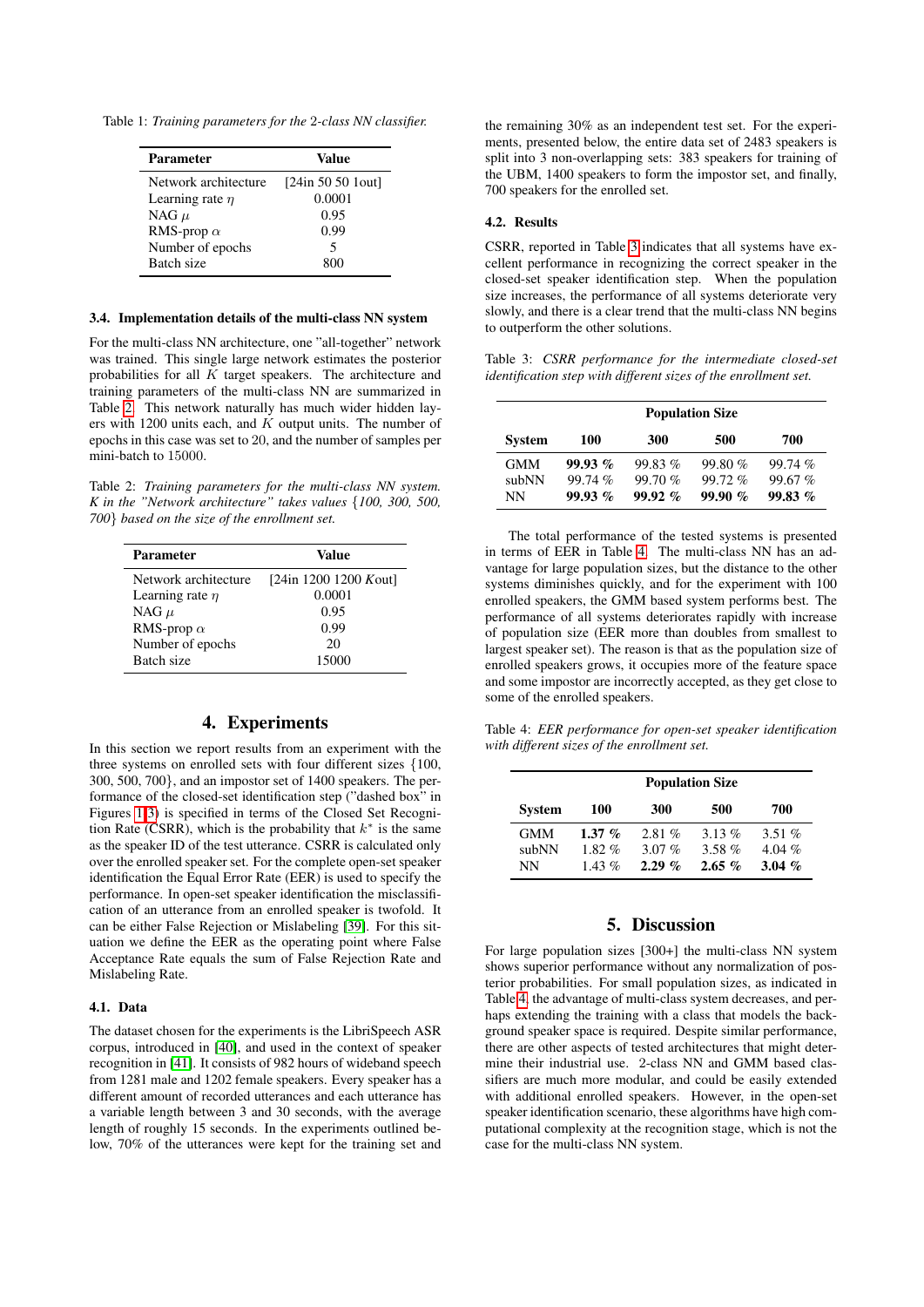Table 1: *Training parameters for the 2-class NN classifier.*

| Parameter | Value |
|---|---|
| Network architecture | [24in 50 50 1out] |
| Learning rate $\eta$ | 0.0001 |
| NAG $\mu$ | 0.95 |
| RMS-prop $\alpha$ | 0.99 |
| Number of epochs | 5 |
| Batch size | 800 |

### 3.4. Implementation details of the multi-class NN system

For the multi-class NN architecture, one "all-together" network was trained. This single large network estimates the posterior probabilities for all $K$ target speakers. The architecture and training parameters of the multi-class NN are summarized in Table 2. This network naturally has much wider hidden layers with 1200 units each, and $K$ output units. The number of epochs in this case was set to 20, and the number of samples per mini-batch to 15000.

Table 2: *Training parameters for the multi-class NN system. K in the "Network architecture" takes values {100, 300, 500, 700} based on the size of the enrollment set.*

| Parameter | Value |
|---|---|
| Network architecture | [24in 1200 1200 $K$out] |
| Learning rate $\eta$ | 0.0001 |
| NAG $\mu$ | 0.95 |
| RMS-prop $\alpha$ | 0.99 |
| Number of epochs | 20 |
| Batch size | 15000 |

## 4. Experiments

In this section we report results from an experiment with the three systems on enrolled sets with four different sizes {100, 300, 500, 700}, and an impostor set of 1400 speakers. The performance of the closed-set identification step ("dashed box" in Figures 1-3) is specified in terms of the Closed Set Recognition Rate (CSRR), which is the probability that $k^*$ is the same as the speaker ID of the test utterance. CSRR is calculated only over the enrolled speaker set. For the complete open-set speaker identification the Equal Error Rate (EER) is used to specify the performance. In open-set speaker identification the misclassification of an utterance from an enrolled speaker is twofold. It can be either False Rejection or Mislabeling [39]. For this situation we define the EER as the operating point where False Acceptance Rate equals the sum of False Rejection Rate and Mislabeling Rate.

### 4.1. Data

The dataset chosen for the experiments is the LibriSpeech ASR corpus, introduced in [40], and used in the context of speaker recognition in [41]. It consists of 982 hours of wideband speech from 1281 male and 1202 female speakers. Every speaker has a different amount of recorded utterances and each utterance has a variable length between 3 and 30 seconds, with the average length of roughly 15 seconds. In the experiments outlined below, 70% of the utterances were kept for the training set and the remaining 30% as an independent test set. For the experiments, presented below, the entire data set of 2483 speakers is split into 3 non-overlapping sets: 383 speakers for training of the UBM, 1400 speakers to form the impostor set, and finally, 700 speakers for the enrolled set.

### 4.2. Results

CSRR, reported in Table 3 indicates that all systems have excellent performance in recognizing the correct speaker in the closed-set speaker identification step. When the population size increases, the performance of all systems deteriorate very slowly, and there is a clear trend that the multi-class NN begins to outperform the other solutions.

Table 3: *CSRR performance for the intermediate closed-set identification step with different sizes of the enrollment set.*

| | Population Size | | | |
|---|---|---|---|---|
| **System** | **100** | **300** | **500** | **700** |
| GMM | **99.93 %** | 99.83 % | 99.80 % | 99.74 % |
| subNN | 99.74 % | 99.70 % | 99.72 % | 99.67 % |
| NN | **99.93 %** | **99.92 %** | **99.90 %** | **99.83 %** |

The total performance of the tested systems is presented in terms of EER in Table 4. The multi-class NN has an advantage for large population sizes, but the distance to the other systems diminishes quickly, and for the experiment with 100 enrolled speakers, the GMM based system performs best. The performance of all systems deteriorates rapidly with increase of population size (EER more than doubles from smallest to largest speaker set). The reason is that as the population size of enrolled speakers grows, it occupies more of the feature space and some impostor are incorrectly accepted, as they get close to some of the enrolled speakers.

Table 4: *EER performance for open-set speaker identification with different sizes of the enrollment set.*

| | Population Size | | | |
|---|---|---|---|---|
| **System** | **100** | **300** | **500** | **700** |
| GMM | **1.37 %** | 2.81 % | 3.13 % | 3.51 % |
| subNN | 1.82 % | 3.07 % | 3.58 % | 4.04 % |
| NN | 1.43 % | **2.29 %** | **2.65 %** | **3.04 %** |

## 5. Discussion

For large population sizes [300+] the multi-class NN system shows superior performance without any normalization of posterior probabilities. For small population sizes, as indicated in Table 4, the advantage of multi-class system decreases, and perhaps extending the training with a class that models the background speaker space is required. Despite similar performance, there are other aspects of tested architectures that might determine their industrial use. 2-class NN and GMM based classifiers are much more modular, and could be easily extended with additional enrolled speakers. However, in the open-set speaker identification scenario, these algorithms have high computational complexity at the recognition stage, which is not the case for the multi-class NN system.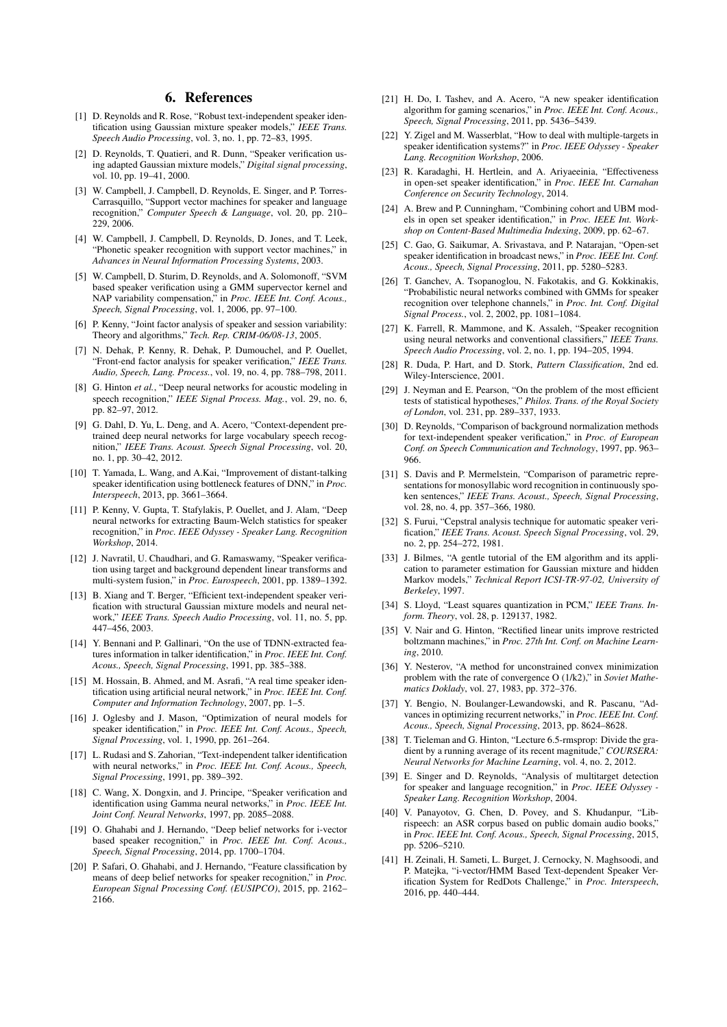## 6. References

[1] D. Reynolds and R. Rose, "Robust text-independent speaker identification using Gaussian mixture speaker models," *IEEE Trans. Speech Audio Processing*, vol. 3, no. 1, pp. 72–83, 1995.

[2] D. Reynolds, T. Quatieri, and R. Dunn, "Speaker verification using adapted Gaussian mixture models," *Digital signal processing*, vol. 10, pp. 19–41, 2000.

[3] W. Campbell, J. Campbell, D. Reynolds, E. Singer, and P. Torres-Carrasquillo, "Support vector machines for speaker and language recognition," *Computer Speech & Language*, vol. 20, pp. 210–229, 2006.

[4] W. Campbell, J. Campbell, D. Reynolds, D. Jones, and T. Leek, "Phonetic speaker recognition with support vector machines," in *Advances in Neural Information Processing Systems*, 2003.

[5] W. Campbell, D. Sturim, D. Reynolds, and A. Solomonoff, "SVM based speaker verification using a GMM supervector kernel and NAP variability compensation," in *Proc. IEEE Int. Conf. Acous., Speech, Signal Processing*, vol. 1, 2006, pp. 97–100.

[6] P. Kenny, "Joint factor analysis of speaker and session variability: Theory and algorithms," *Tech. Rep. CRIM-06/08-13*, 2005.

[7] N. Dehak, P. Kenny, R. Dehak, P. Dumouchel, and P. Ouellet, "Front-end factor analysis for speaker verification," *IEEE Trans. Audio, Speech, Lang. Process.*, vol. 19, no. 4, pp. 788–798, 2011.

[8] G. Hinton *et al.*, "Deep neural networks for acoustic modeling in speech recognition," *IEEE Signal Process. Mag.*, vol. 29, no. 6, pp. 82–97, 2012.

[9] G. Dahl, D. Yu, L. Deng, and A. Acero, "Context-dependent pre-trained deep neural networks for large vocabulary speech recognition," *IEEE Trans. Acoust. Speech Signal Processing*, vol. 20, no. 1, pp. 30–42, 2012.

[10] T. Yamada, L. Wang, and A.Kai, "Improvement of distant-talking speaker identification using bottleneck features of DNN," in *Proc. Interspeech*, 2013, pp. 3661–3664.

[11] P. Kenny, V. Gupta, T. Stafylakis, P. Ouellet, and J. Alam, "Deep neural networks for extracting Baum-Welch statistics for speaker recognition," in *Proc. IEEE Odyssey - Speaker Lang. Recognition Workshop*, 2014.

[12] J. Navratil, U. Chaudhari, and G. Ramaswamy, "Speaker verification using target and background dependent linear transforms and multi-system fusion," in *Proc. Eurospeech*, 2001, pp. 1389–1392.

[13] B. Xiang and T. Berger, "Efficient text-independent speaker verification with structural Gaussian mixture models and neural network," *IEEE Trans. Speech Audio Processing*, vol. 11, no. 5, pp. 447–456, 2003.

[14] Y. Bennani and P. Gallinari, "On the use of TDNN-extracted features information in talker identification," in *Proc. IEEE Int. Conf. Acous., Speech, Signal Processing*, 1991, pp. 385–388.

[15] M. Hossain, B. Ahmed, and M. Asrafi, "A real time speaker identification using artificial neural network," in *Proc. IEEE Int. Conf. Computer and Information Technology*, 2007, pp. 1–5.

[16] J. Oglesby and J. Mason, "Optimization of neural models for speaker identification," in *Proc. IEEE Int. Conf. Acous., Speech, Signal Processing*, vol. 1, 1990, pp. 261–264.

[17] L. Rudasi and S. Zahorian, "Text-independent talker identification with neural networks," in *Proc. IEEE Int. Conf. Acous., Speech, Signal Processing*, 1991, pp. 389–392.

[18] C. Wang, X. Dongxin, and J. Principe, "Speaker verification and identification using Gamma neural networks," in *Proc. IEEE Int. Joint Conf. Neural Networks*, 1997, pp. 2085–2088.

[19] O. Ghahabi and J. Hernando, "Deep belief networks for i-vector based speaker recognition," in *Proc. IEEE Int. Conf. Acous., Speech, Signal Processing*, 2014, pp. 1700–1704.

[20] P. Safari, O. Ghahabi, and J. Hernando, "Feature classification by means of deep belief networks for speaker recognition," in *Proc. European Signal Processing Conf. (EUSIPCO)*, 2015, pp. 2162–2166.

[21] H. Do, I. Tashev, and A. Acero, "A new speaker identification algorithm for gaming scenarios," in *Proc. IEEE Int. Conf. Acous., Speech, Signal Processing*, 2011, pp. 5436–5439.

[22] Y. Zigel and M. Wasserblat, "How to deal with multiple-targets in speaker identification systems?" in *Proc. IEEE Odyssey - Speaker Lang. Recognition Workshop*, 2006.

[23] R. Karadaghi, H. Hertlein, and A. Ariyaeeinia, "Effectiveness in open-set speaker identification," in *Proc. IEEE Int. Carnahan Conference on Security Technology*, 2014.

[24] A. Brew and P. Cunningham, "Combining cohort and UBM models in open set speaker identification," in *Proc. IEEE Int. Workshop on Content-Based Multimedia Indexing*, 2009, pp. 62–67.

[25] C. Gao, G. Saikumar, A. Srivastava, and P. Natarajan, "Open-set speaker identification in broadcast news," in *Proc. IEEE Int. Conf. Acous., Speech, Signal Processing*, 2011, pp. 5280–5283.

[26] T. Ganchev, A. Tsopanoglou, N. Fakotakis, and G. Kokkinakis, "Probabilistic neural networks combined with GMMs for speaker recognition over telephone channels," in *Proc. Int. Conf. Digital Signal Process.*, vol. 2, 2002, pp. 1081–1084.

[27] K. Farrell, R. Mammone, and K. Assaleh, "Speaker recognition using neural networks and conventional classifiers," *IEEE Trans. Speech Audio Processing*, vol. 2, no. 1, pp. 194–205, 1994.

[28] R. Duda, P. Hart, and D. Stork, *Pattern Classification*, 2nd ed. Wiley-Interscience, 2001.

[29] J. Neyman and E. Pearson, "On the problem of the most efficient tests of statistical hypotheses," *Philos. Trans. of the Royal Society of London*, vol. 231, pp. 289–337, 1933.

[30] D. Reynolds, "Comparison of background normalization methods for text-independent speaker verification," in *Proc. of European Conf. on Speech Communication and Technology*, 1997, pp. 963–966.

[31] S. Davis and P. Mermelstein, "Comparison of parametric representations for monosyllabic word recognition in continuously spoken sentences," *IEEE Trans. Acoust., Speech, Signal Processing*, vol. 28, no. 4, pp. 357–366, 1980.

[32] S. Furui, "Cepstral analysis technique for automatic speaker verification," *IEEE Trans. Acoust. Speech Signal Processing*, vol. 29, no. 2, pp. 254–272, 1981.

[33] J. Bilmes, "A gentle tutorial of the EM algorithm and its application to parameter estimation for Gaussian mixture and hidden Markov models," *Technical Report ICSI-TR-97-02, University of Berkeley*, 1997.

[34] S. Lloyd, "Least squares quantization in PCM," *IEEE Trans. Inform. Theory*, vol. 28, p. 129137, 1982.

[35] V. Nair and G. Hinton, "Rectified linear units improve restricted boltzmann machines," in *Proc. 27th Int. Conf. on Machine Learning*, 2010.

[36] Y. Nesterov, "A method for unconstrained convex minimization problem with the rate of convergence O (1/k2)," in *Soviet Mathematics Doklady*, vol. 27, 1983, pp. 372–376.

[37] Y. Bengio, N. Boulanger-Lewandowski, and R. Pascanu, "Advances in optimizing recurrent networks," in *Proc. IEEE Int. Conf. Acous., Speech, Signal Processing*, 2013, pp. 8624–8628.

[38] T. Tieleman and G. Hinton, "Lecture 6.5-rmsprop: Divide the gradient by a running average of its recent magnitude," *COURSERA: Neural Networks for Machine Learning*, vol. 4, no. 2, 2012.

[39] E. Singer and D. Reynolds, "Analysis of multitarget detection for speaker and language recognition," in *Proc. IEEE Odyssey - Speaker Lang. Recognition Workshop*, 2004.

[40] V. Panayotov, G. Chen, D. Povey, and S. Khudanpur, "Librispeech: an ASR corpus based on public domain audio books," in *Proc. IEEE Int. Conf. Acous., Speech, Signal Processing*, 2015, pp. 5206–5210.

[41] H. Zeinali, H. Sameti, L. Burget, J. Cernocky, N. Maghsoodi, and P. Matejka, "i-vector/HMM Based Text-dependent Speaker Verification System for RedDots Challenge," in *Proc. Interspeech*, 2016, pp. 440–444.